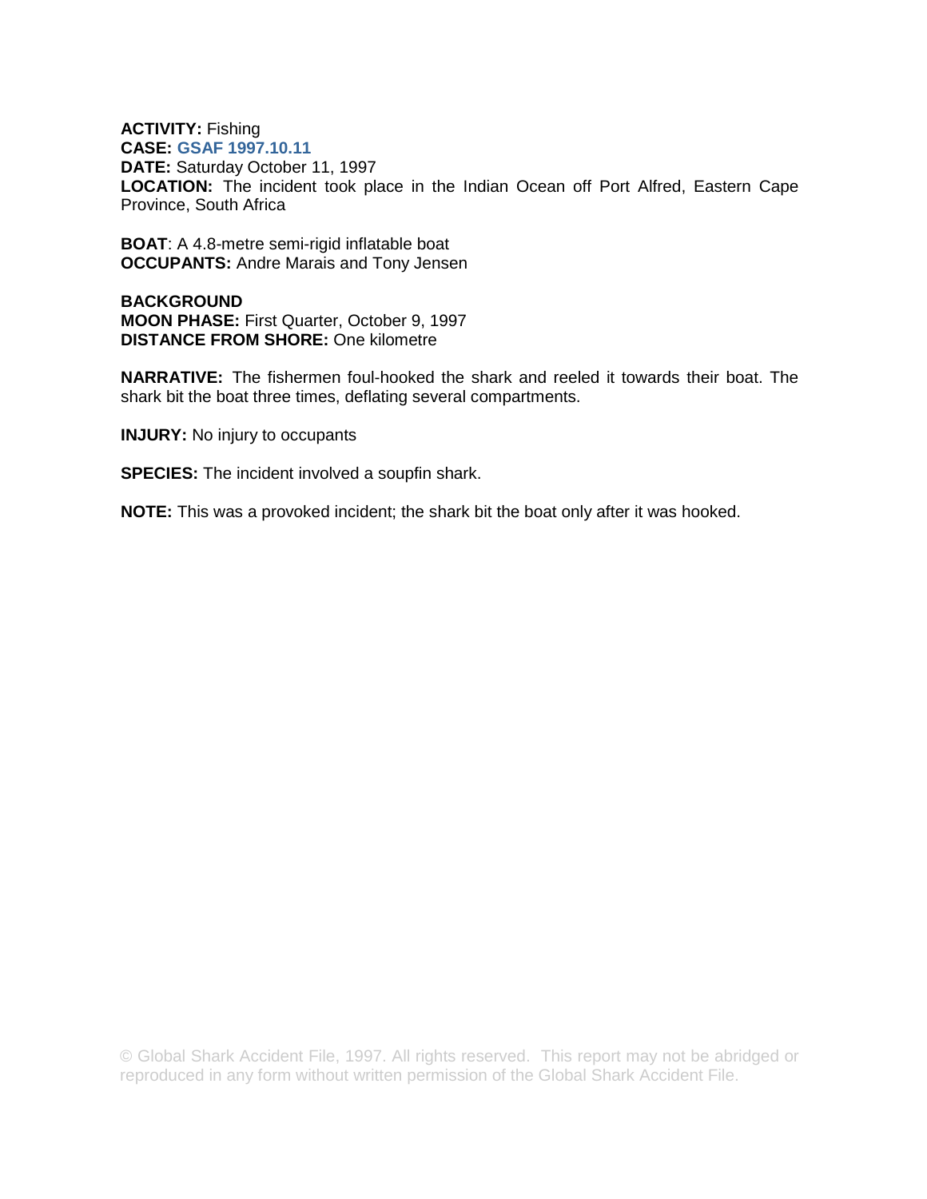**ACTIVITY:** Fishing
**CASE:** **GSAF 1997.10.11**
**DATE:** Saturday October 11, 1997
**LOCATION:** The incident took place in the Indian Ocean off Port Alfred, Eastern Cape Province, South Africa

**BOAT**: A 4.8-metre semi-rigid inflatable boat
**OCCUPANTS:** Andre Marais and Tony Jensen

**BACKGROUND**
**MOON PHASE:** First Quarter, October 9, 1997
**DISTANCE FROM SHORE:** One kilometre

**NARRATIVE:** The fishermen foul-hooked the shark and reeled it towards their boat. The shark bit the boat three times, deflating several compartments.

**INJURY:** No injury to occupants

**SPECIES:** The incident involved a soupfin shark.

**NOTE:** This was a provoked incident; the shark bit the boat only after it was hooked.

© Global Shark Accident File, 1997. All rights reserved. This report may not be abridged or reproduced in any form without written permission of the Global Shark Accident File.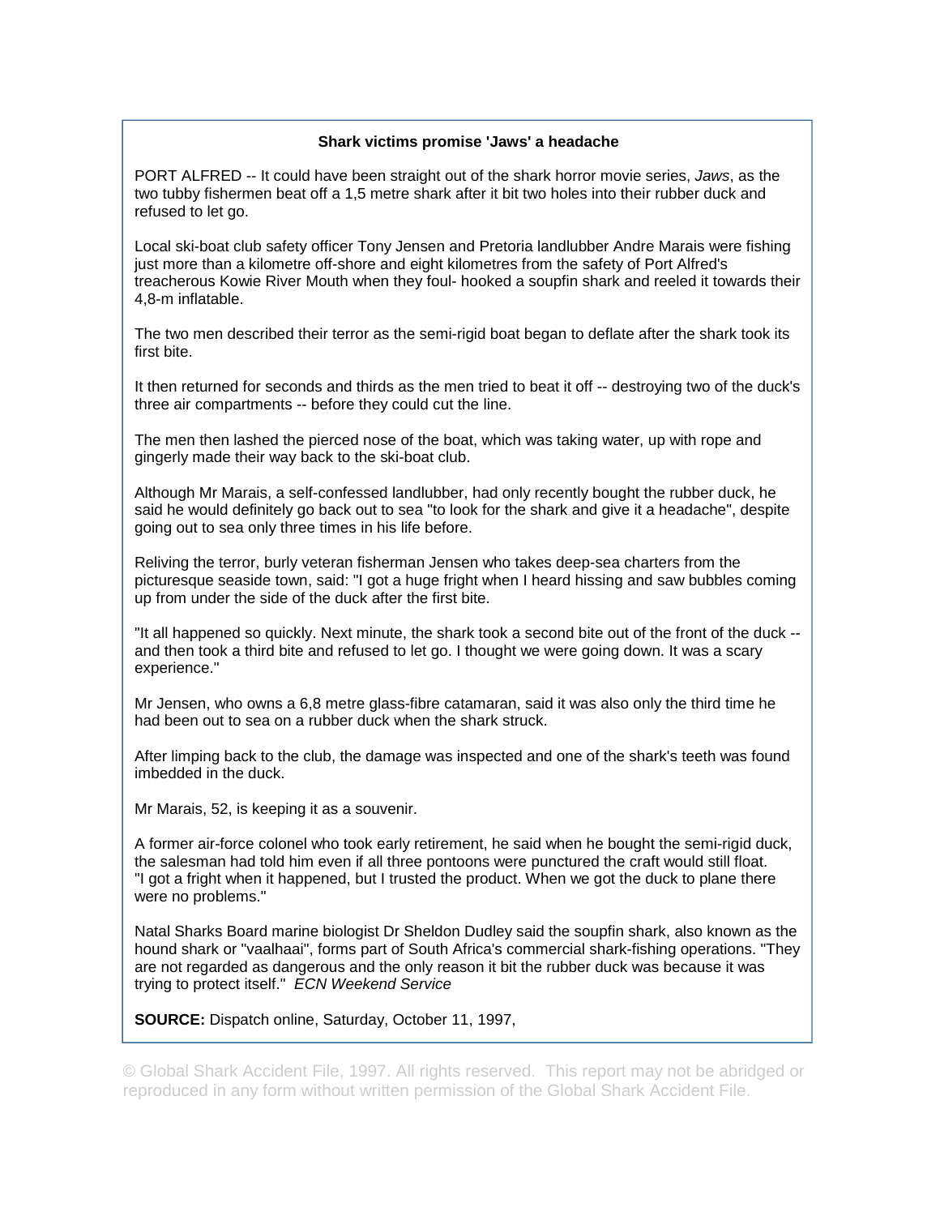**Shark victims promise 'Jaws' a headache**

PORT ALFRED -- It could have been straight out of the shark horror movie series, *Jaws*, as the two tubby fishermen beat off a 1,5 metre shark after it bit two holes into their rubber duck and refused to let go.

Local ski-boat club safety officer Tony Jensen and Pretoria landlubber Andre Marais were fishing just more than a kilometre off-shore and eight kilometres from the safety of Port Alfred's treacherous Kowie River Mouth when they foul- hooked a soupfin shark and reeled it towards their 4,8-m inflatable.

The two men described their terror as the semi-rigid boat began to deflate after the shark took its first bite.

It then returned for seconds and thirds as the men tried to beat it off -- destroying two of the duck's three air compartments -- before they could cut the line.

The men then lashed the pierced nose of the boat, which was taking water, up with rope and gingerly made their way back to the ski-boat club.

Although Mr Marais, a self-confessed landlubber, had only recently bought the rubber duck, he said he would definitely go back out to sea "to look for the shark and give it a headache", despite going out to sea only three times in his life before.

Reliving the terror, burly veteran fisherman Jensen who takes deep-sea charters from the picturesque seaside town, said: "I got a huge fright when I heard hissing and saw bubbles coming up from under the side of the duck after the first bite.

"It all happened so quickly. Next minute, the shark took a second bite out of the front of the duck -- and then took a third bite and refused to let go. I thought we were going down. It was a scary experience."

Mr Jensen, who owns a 6,8 metre glass-fibre catamaran, said it was also only the third time he had been out to sea on a rubber duck when the shark struck.

After limping back to the club, the damage was inspected and one of the shark's teeth was found imbedded in the duck.

Mr Marais, 52, is keeping it as a souvenir.

A former air-force colonel who took early retirement, he said when he bought the semi-rigid duck, the salesman had told him even if all three pontoons were punctured the craft would still float. "I got a fright when it happened, but I trusted the product. When we got the duck to plane there were no problems."

Natal Sharks Board marine biologist Dr Sheldon Dudley said the soupfin shark, also known as the hound shark or "vaalhaai", forms part of South Africa's commercial shark-fishing operations. "They are not regarded as dangerous and the only reason it bit the rubber duck was because it was trying to protect itself." *ECN Weekend Service*

**SOURCE:** Dispatch online, Saturday, October 11, 1997,

© Global Shark Accident File, 1997. All rights reserved. This report may not be abridged or reproduced in any form without written permission of the Global Shark Accident File.